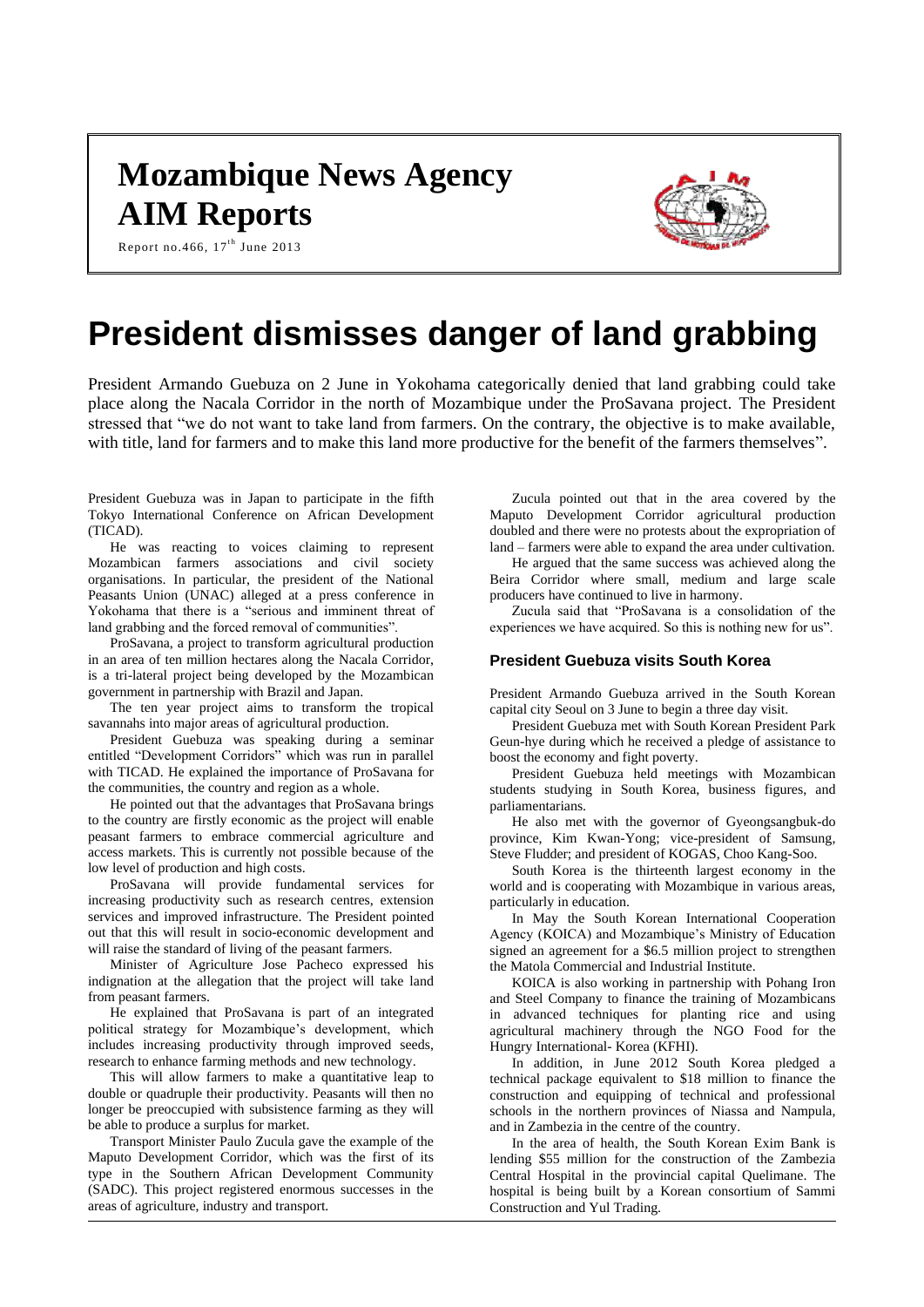# Mozambique News Agency
# AIM Reports

Report no.466, 17th June 2013

# President dismisses danger of land grabbing

President Armando Guebuza on 2 June in Yokohama categorically denied that land grabbing could take place along the Nacala Corridor in the north of Mozambique under the ProSavana project. The President stressed that "we do not want to take land from farmers. On the contrary, the objective is to make available, with title, land for farmers and to make this land more productive for the benefit of the farmers themselves".

President Guebuza was in Japan to participate in the fifth Tokyo International Conference on African Development (TICAD).

He was reacting to voices claiming to represent Mozambican farmers associations and civil society organisations. In particular, the president of the National Peasants Union (UNAC) alleged at a press conference in Yokohama that there is a "serious and imminent threat of land grabbing and the forced removal of communities".

ProSavana, a project to transform agricultural production in an area of ten million hectares along the Nacala Corridor, is a tri-lateral project being developed by the Mozambican government in partnership with Brazil and Japan.

The ten year project aims to transform the tropical savannahs into major areas of agricultural production.

President Guebuza was speaking during a seminar entitled "Development Corridors" which was run in parallel with TICAD. He explained the importance of ProSavana for the communities, the country and region as a whole.

He pointed out that the advantages that ProSavana brings to the country are firstly economic as the project will enable peasant farmers to embrace commercial agriculture and access markets. This is currently not possible because of the low level of production and high costs.

ProSavana will provide fundamental services for increasing productivity such as research centres, extension services and improved infrastructure. The President pointed out that this will result in socio-economic development and will raise the standard of living of the peasant farmers.

Minister of Agriculture Jose Pacheco expressed his indignation at the allegation that the project will take land from peasant farmers.

He explained that ProSavana is part of an integrated political strategy for Mozambique's development, which includes increasing productivity through improved seeds, research to enhance farming methods and new technology.

This will allow farmers to make a quantitative leap to double or quadruple their productivity. Peasants will then no longer be preoccupied with subsistence farming as they will be able to produce a surplus for market.

Transport Minister Paulo Zucula gave the example of the Maputo Development Corridor, which was the first of its type in the Southern African Development Community (SADC). This project registered enormous successes in the areas of agriculture, industry and transport.

Zucula pointed out that in the area covered by the Maputo Development Corridor agricultural production doubled and there were no protests about the expropriation of land – farmers were able to expand the area under cultivation.

He argued that the same success was achieved along the Beira Corridor where small, medium and large scale producers have continued to live in harmony.

Zucula said that "ProSavana is a consolidation of the experiences we have acquired. So this is nothing new for us".

### President Guebuza visits South Korea

President Armando Guebuza arrived in the South Korean capital city Seoul on 3 June to begin a three day visit.

President Guebuza met with South Korean President Park Geun-hye during which he received a pledge of assistance to boost the economy and fight poverty.

President Guebuza held meetings with Mozambican students studying in South Korea, business figures, and parliamentarians.

He also met with the governor of Gyeongsangbuk-do province, Kim Kwan-Yong; vice-president of Samsung, Steve Fludder; and president of KOGAS, Choo Kang-Soo.

South Korea is the thirteenth largest economy in the world and is cooperating with Mozambique in various areas, particularly in education.

In May the South Korean International Cooperation Agency (KOICA) and Mozambique's Ministry of Education signed an agreement for a $6.5 million project to strengthen the Matola Commercial and Industrial Institute.

KOICA is also working in partnership with Pohang Iron and Steel Company to finance the training of Mozambicans in advanced techniques for planting rice and using agricultural machinery through the NGO Food for the Hungry International- Korea (KFHI).

In addition, in June 2012 South Korea pledged a technical package equivalent to $18 million to finance the construction and equipping of technical and professional schools in the northern provinces of Niassa and Nampula, and in Zambezia in the centre of the country.

In the area of health, the South Korean Exim Bank is lending $55 million for the construction of the Zambezia Central Hospital in the provincial capital Quelimane. The hospital is being built by a Korean consortium of Sammi Construction and Yul Trading.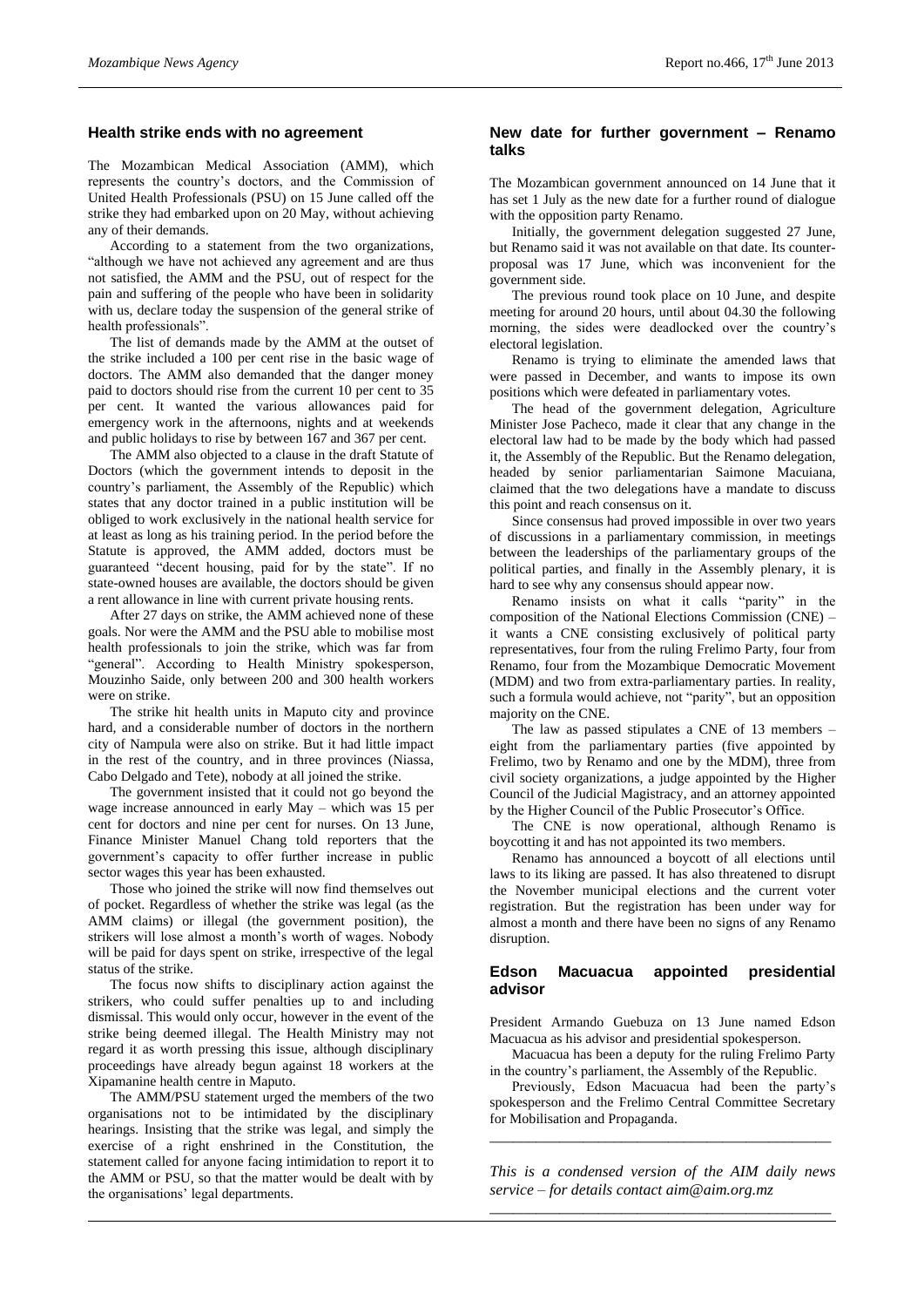## Health strike ends with no agreement

The Mozambican Medical Association (AMM), which represents the country's doctors, and the Commission of United Health Professionals (PSU) on 15 June called off the strike they had embarked upon on 20 May, without achieving any of their demands.

According to a statement from the two organizations, "although we have not achieved any agreement and are thus not satisfied, the AMM and the PSU, out of respect for the pain and suffering of the people who have been in solidarity with us, declare today the suspension of the general strike of health professionals".

The list of demands made by the AMM at the outset of the strike included a 100 per cent rise in the basic wage of doctors. The AMM also demanded that the danger money paid to doctors should rise from the current 10 per cent to 35 per cent. It wanted the various allowances paid for emergency work in the afternoons, nights and at weekends and public holidays to rise by between 167 and 367 per cent.

The AMM also objected to a clause in the draft Statute of Doctors (which the government intends to deposit in the country's parliament, the Assembly of the Republic) which states that any doctor trained in a public institution will be obliged to work exclusively in the national health service for at least as long as his training period. In the period before the Statute is approved, the AMM added, doctors must be guaranteed "decent housing, paid for by the state". If no state-owned houses are available, the doctors should be given a rent allowance in line with current private housing rents.

After 27 days on strike, the AMM achieved none of these goals. Nor were the AMM and the PSU able to mobilise most health professionals to join the strike, which was far from "general". According to Health Ministry spokesperson, Mouzinho Saide, only between 200 and 300 health workers were on strike.

The strike hit health units in Maputo city and province hard, and a considerable number of doctors in the northern city of Nampula were also on strike. But it had little impact in the rest of the country, and in three provinces (Niassa, Cabo Delgado and Tete), nobody at all joined the strike.

The government insisted that it could not go beyond the wage increase announced in early May – which was 15 per cent for doctors and nine per cent for nurses. On 13 June, Finance Minister Manuel Chang told reporters that the government's capacity to offer further increase in public sector wages this year has been exhausted.

Those who joined the strike will now find themselves out of pocket. Regardless of whether the strike was legal (as the AMM claims) or illegal (the government position), the strikers will lose almost a month's worth of wages. Nobody will be paid for days spent on strike, irrespective of the legal status of the strike.

The focus now shifts to disciplinary action against the strikers, who could suffer penalties up to and including dismissal. This would only occur, however in the event of the strike being deemed illegal. The Health Ministry may not regard it as worth pressing this issue, although disciplinary proceedings have already begun against 18 workers at the Xipamanine health centre in Maputo.

The AMM/PSU statement urged the members of the two organisations not to be intimidated by the disciplinary hearings. Insisting that the strike was legal, and simply the exercise of a right enshrined in the Constitution, the statement called for anyone facing intimidation to report it to the AMM or PSU, so that the matter would be dealt with by the organisations' legal departments.

## New date for further government – Renamo talks

The Mozambican government announced on 14 June that it has set 1 July as the new date for a further round of dialogue with the opposition party Renamo.

Initially, the government delegation suggested 27 June, but Renamo said it was not available on that date. Its counter-proposal was 17 June, which was inconvenient for the government side.

The previous round took place on 10 June, and despite meeting for around 20 hours, until about 04.30 the following morning, the sides were deadlocked over the country's electoral legislation.

Renamo is trying to eliminate the amended laws that were passed in December, and wants to impose its own positions which were defeated in parliamentary votes.

The head of the government delegation, Agriculture Minister Jose Pacheco, made it clear that any change in the electoral law had to be made by the body which had passed it, the Assembly of the Republic. But the Renamo delegation, headed by senior parliamentarian Saimone Macuiana, claimed that the two delegations have a mandate to discuss this point and reach consensus on it.

Since consensus had proved impossible in over two years of discussions in a parliamentary commission, in meetings between the leaderships of the parliamentary groups of the political parties, and finally in the Assembly plenary, it is hard to see why any consensus should appear now.

Renamo insists on what it calls "parity" in the composition of the National Elections Commission (CNE) – it wants a CNE consisting exclusively of political party representatives, four from the ruling Frelimo Party, four from Renamo, four from the Mozambique Democratic Movement (MDM) and two from extra-parliamentary parties. In reality, such a formula would achieve, not "parity", but an opposition majority on the CNE.

The law as passed stipulates a CNE of 13 members – eight from the parliamentary parties (five appointed by Frelimo, two by Renamo and one by the MDM), three from civil society organizations, a judge appointed by the Higher Council of the Judicial Magistracy, and an attorney appointed by the Higher Council of the Public Prosecutor's Office.

The CNE is now operational, although Renamo is boycotting it and has not appointed its two members.

Renamo has announced a boycott of all elections until laws to its liking are passed. It has also threatened to disrupt the November municipal elections and the current voter registration. But the registration has been under way for almost a month and there have been no signs of any Renamo disruption.

## Edson Macuacua appointed presidential advisor

President Armando Guebuza on 13 June named Edson Macuacua as his advisor and presidential spokesperson.

Macuacua has been a deputy for the ruling Frelimo Party in the country's parliament, the Assembly of the Republic.

Previously, Edson Macuacua had been the party's spokesperson and the Frelimo Central Committee Secretary for Mobilisation and Propaganda.

---

*This is a condensed version of the AIM daily news service – for details contact aim@aim.org.mz*

---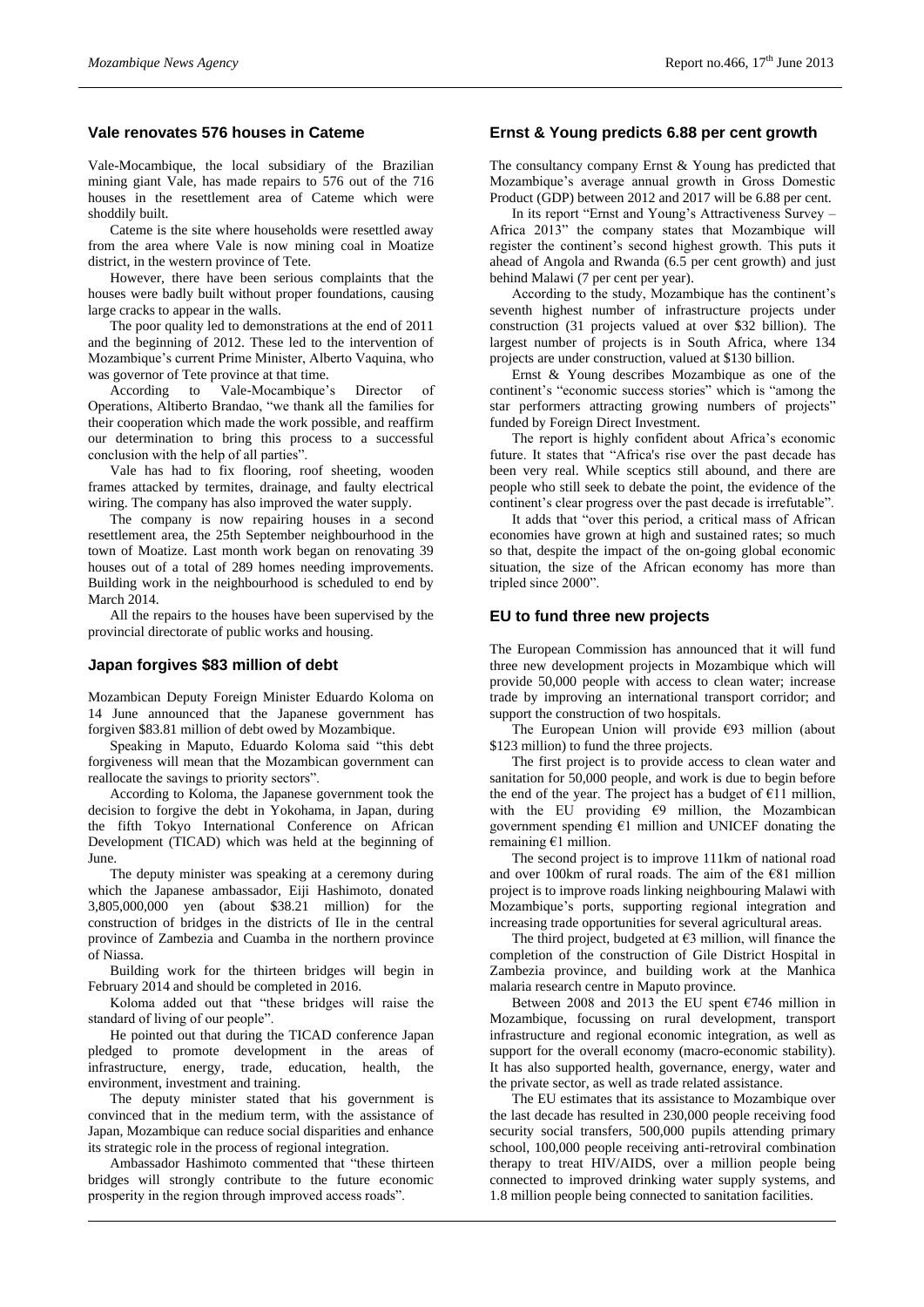## Vale renovates 576 houses in Cateme

Vale-Mocambique, the local subsidiary of the Brazilian mining giant Vale, has made repairs to 576 out of the 716 houses in the resettlement area of Cateme which were shoddily built.

Cateme is the site where households were resettled away from the area where Vale is now mining coal in Moatize district, in the western province of Tete.

However, there have been serious complaints that the houses were badly built without proper foundations, causing large cracks to appear in the walls.

The poor quality led to demonstrations at the end of 2011 and the beginning of 2012. These led to the intervention of Mozambique's current Prime Minister, Alberto Vaquina, who was governor of Tete province at that time.

According to Vale-Mocambique's Director of Operations, Altiberto Brandao, "we thank all the families for their cooperation which made the work possible, and reaffirm our determination to bring this process to a successful conclusion with the help of all parties".

Vale has had to fix flooring, roof sheeting, wooden frames attacked by termites, drainage, and faulty electrical wiring. The company has also improved the water supply.

The company is now repairing houses in a second resettlement area, the 25th September neighbourhood in the town of Moatize. Last month work began on renovating 39 houses out of a total of 289 homes needing improvements. Building work in the neighbourhood is scheduled to end by March 2014.

All the repairs to the houses have been supervised by the provincial directorate of public works and housing.

## Japan forgives $83 million of debt

Mozambican Deputy Foreign Minister Eduardo Koloma on 14 June announced that the Japanese government has forgiven $83.81 million of debt owed by Mozambique.

Speaking in Maputo, Eduardo Koloma said "this debt forgiveness will mean that the Mozambican government can reallocate the savings to priority sectors".

According to Koloma, the Japanese government took the decision to forgive the debt in Yokohama, in Japan, during the fifth Tokyo International Conference on African Development (TICAD) which was held at the beginning of June.

The deputy minister was speaking at a ceremony during which the Japanese ambassador, Eiji Hashimoto, donated 3,805,000,000 yen (about $38.21 million) for the construction of bridges in the districts of Ile in the central province of Zambezia and Cuamba in the northern province of Niassa.

Building work for the thirteen bridges will begin in February 2014 and should be completed in 2016.

Koloma added out that "these bridges will raise the standard of living of our people".

He pointed out that during the TICAD conference Japan pledged to promote development in the areas of infrastructure, energy, trade, education, health, the environment, investment and training.

The deputy minister stated that his government is convinced that in the medium term, with the assistance of Japan, Mozambique can reduce social disparities and enhance its strategic role in the process of regional integration.

Ambassador Hashimoto commented that "these thirteen bridges will strongly contribute to the future economic prosperity in the region through improved access roads".

## Ernst & Young predicts 6.88 per cent growth

The consultancy company Ernst & Young has predicted that Mozambique's average annual growth in Gross Domestic Product (GDP) between 2012 and 2017 will be 6.88 per cent.

In its report "Ernst and Young's Attractiveness Survey – Africa 2013" the company states that Mozambique will register the continent's second highest growth. This puts it ahead of Angola and Rwanda (6.5 per cent growth) and just behind Malawi (7 per cent per year).

According to the study, Mozambique has the continent's seventh highest number of infrastructure projects under construction (31 projects valued at over $32 billion). The largest number of projects is in South Africa, where 134 projects are under construction, valued at $130 billion.

Ernst & Young describes Mozambique as one of the continent's "economic success stories" which is "among the star performers attracting growing numbers of projects" funded by Foreign Direct Investment.

The report is highly confident about Africa's economic future. It states that "Africa's rise over the past decade has been very real. While sceptics still abound, and there are people who still seek to debate the point, the evidence of the continent's clear progress over the past decade is irrefutable".

It adds that "over this period, a critical mass of African economies have grown at high and sustained rates; so much so that, despite the impact of the on-going global economic situation, the size of the African economy has more than tripled since 2000".

## EU to fund three new projects

The European Commission has announced that it will fund three new development projects in Mozambique which will provide 50,000 people with access to clean water; increase trade by improving an international transport corridor; and support the construction of two hospitals.

The European Union will provide €93 million (about $123 million) to fund the three projects.

The first project is to provide access to clean water and sanitation for 50,000 people, and work is due to begin before the end of the year. The project has a budget of €11 million, with the EU providing €9 million, the Mozambican government spending €1 million and UNICEF donating the remaining €1 million.

The second project is to improve 111km of national road and over 100km of rural roads. The aim of the €81 million project is to improve roads linking neighbouring Malawi with Mozambique's ports, supporting regional integration and increasing trade opportunities for several agricultural areas.

The third project, budgeted at €3 million, will finance the completion of the construction of Gile District Hospital in Zambezia province, and building work at the Manhica malaria research centre in Maputo province.

Between 2008 and 2013 the EU spent €746 million in Mozambique, focussing on rural development, transport infrastructure and regional economic integration, as well as support for the overall economy (macro-economic stability). It has also supported health, governance, energy, water and the private sector, as well as trade related assistance.

The EU estimates that its assistance to Mozambique over the last decade has resulted in 230,000 people receiving food security social transfers, 500,000 pupils attending primary school, 100,000 people receiving anti-retroviral combination therapy to treat HIV/AIDS, over a million people being connected to improved drinking water supply systems, and 1.8 million people being connected to sanitation facilities.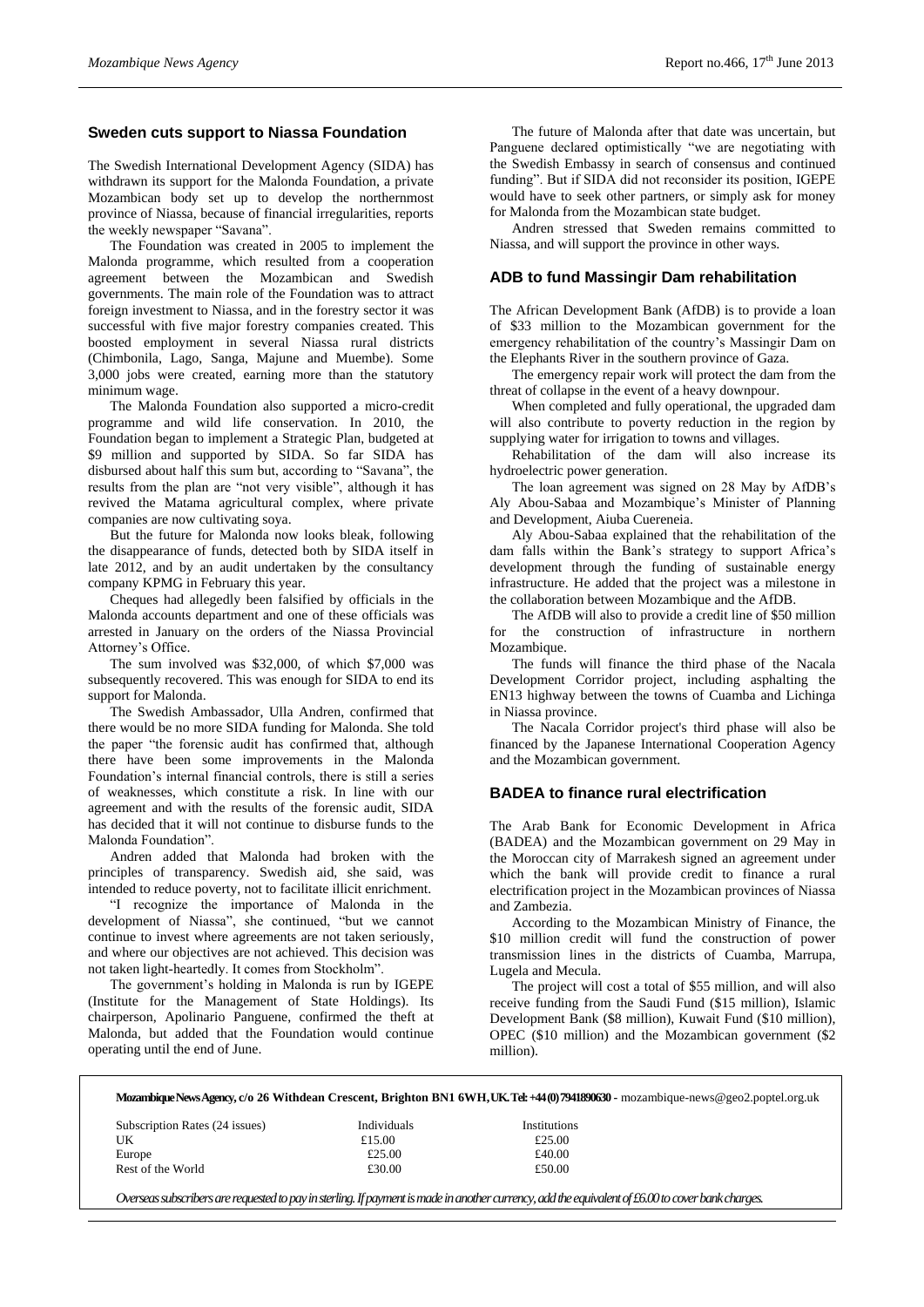## Sweden cuts support to Niassa Foundation

The Swedish International Development Agency (SIDA) has withdrawn its support for the Malonda Foundation, a private Mozambican body set up to develop the northernmost province of Niassa, because of financial irregularities, reports the weekly newspaper "Savana".

The Foundation was created in 2005 to implement the Malonda programme, which resulted from a cooperation agreement between the Mozambican and Swedish governments. The main role of the Foundation was to attract foreign investment to Niassa, and in the forestry sector it was successful with five major forestry companies created. This boosted employment in several Niassa rural districts (Chimbonila, Lago, Sanga, Majune and Muembe). Some 3,000 jobs were created, earning more than the statutory minimum wage.

The Malonda Foundation also supported a micro-credit programme and wild life conservation. In 2010, the Foundation began to implement a Strategic Plan, budgeted at $9 million and supported by SIDA. So far SIDA has disbursed about half this sum but, according to "Savana", the results from the plan are "not very visible", although it has revived the Matama agricultural complex, where private companies are now cultivating soya.

But the future for Malonda now looks bleak, following the disappearance of funds, detected both by SIDA itself in late 2012, and by an audit undertaken by the consultancy company KPMG in February this year.

Cheques had allegedly been falsified by officials in the Malonda accounts department and one of these officials was arrested in January on the orders of the Niassa Provincial Attorney's Office.

The sum involved was $32,000, of which $7,000 was subsequently recovered. This was enough for SIDA to end its support for Malonda.

The Swedish Ambassador, Ulla Andren, confirmed that there would be no more SIDA funding for Malonda. She told the paper "the forensic audit has confirmed that, although there have been some improvements in the Malonda Foundation's internal financial controls, there is still a series of weaknesses, which constitute a risk. In line with our agreement and with the results of the forensic audit, SIDA has decided that it will not continue to disburse funds to the Malonda Foundation".

Andren added that Malonda had broken with the principles of transparency. Swedish aid, she said, was intended to reduce poverty, not to facilitate illicit enrichment.

"I recognize the importance of Malonda in the development of Niassa", she continued, "but we cannot continue to invest where agreements are not taken seriously, and where our objectives are not achieved. This decision was not taken light-heartedly. It comes from Stockholm".

The government's holding in Malonda is run by IGEPE (Institute for the Management of State Holdings). Its chairperson, Apolinario Panguene, confirmed the theft at Malonda, but added that the Foundation would continue operating until the end of June.

The future of Malonda after that date was uncertain, but Panguene declared optimistically "we are negotiating with the Swedish Embassy in search of consensus and continued funding". But if SIDA did not reconsider its position, IGEPE would have to seek other partners, or simply ask for money for Malonda from the Mozambican state budget.

Andren stressed that Sweden remains committed to Niassa, and will support the province in other ways.

## ADB to fund Massingir Dam rehabilitation

The African Development Bank (AfDB) is to provide a loan of $33 million to the Mozambican government for the emergency rehabilitation of the country's Massingir Dam on the Elephants River in the southern province of Gaza.

The emergency repair work will protect the dam from the threat of collapse in the event of a heavy downpour.

When completed and fully operational, the upgraded dam will also contribute to poverty reduction in the region by supplying water for irrigation to towns and villages.

Rehabilitation of the dam will also increase its hydroelectric power generation.

The loan agreement was signed on 28 May by AfDB's Aly Abou-Sabaa and Mozambique's Minister of Planning and Development, Aiuba Cuereneia.

Aly Abou-Sabaa explained that the rehabilitation of the dam falls within the Bank's strategy to support Africa's development through the funding of sustainable energy infrastructure. He added that the project was a milestone in the collaboration between Mozambique and the AfDB.

The AfDB will also to provide a credit line of $50 million for the construction of infrastructure in northern Mozambique.

The funds will finance the third phase of the Nacala Development Corridor project, including asphalting the EN13 highway between the towns of Cuamba and Lichinga in Niassa province.

The Nacala Corridor project's third phase will also be financed by the Japanese International Cooperation Agency and the Mozambican government.

## BADEA to finance rural electrification

The Arab Bank for Economic Development in Africa (BADEA) and the Mozambican government on 29 May in the Moroccan city of Marrakesh signed an agreement under which the bank will provide credit to finance a rural electrification project in the Mozambican provinces of Niassa and Zambezia.

According to the Mozambican Ministry of Finance, the $10 million credit will fund the construction of power transmission lines in the districts of Cuamba, Marrupa, Lugela and Mecula.

The project will cost a total of $55 million, and will also receive funding from the Saudi Fund ($15 million), Islamic Development Bank ($8 million), Kuwait Fund ($10 million), OPEC ($10 million) and the Mozambican government ($2 million).

---

**Mozambique News Agency, c/o 26 Withdean Crescent, Brighton BN1 6WH, UK. Tel: +44 (0) 7941890630 -** mozambique-news@geo2.poptel.org.uk

| Subscription Rates (24 issues) | Individuals | Institutions |
|---|---|---|
| UK | £15.00 | £25.00 |
| Europe | £25.00 | £40.00 |
| Rest of the World | £30.00 | £50.00 |

*Overseas subscribers are requested to pay in sterling. If payment is made in another currency, add the equivalent of £6.00 to cover bank charges.*